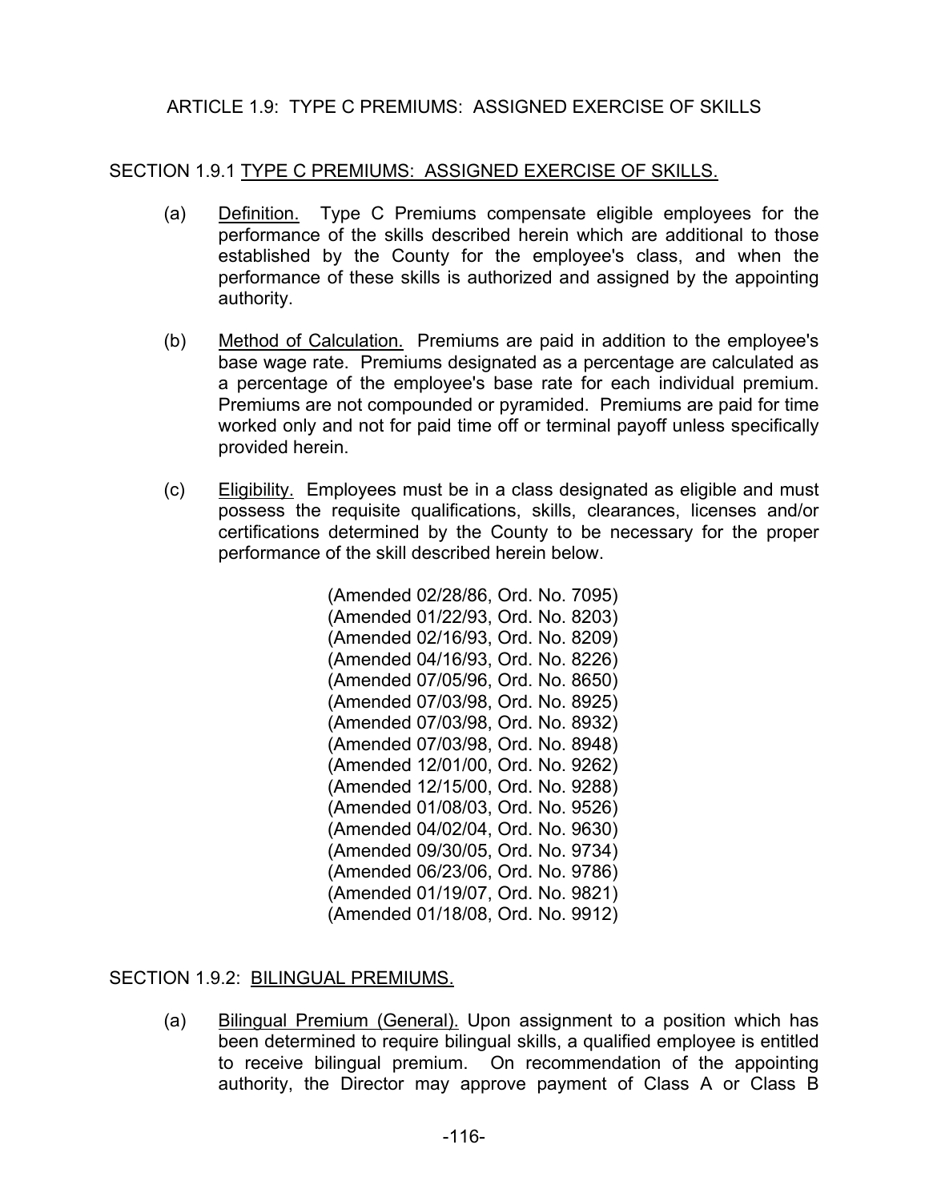# ARTICLE 1.9: TYPE C PREMIUMS: ASSIGNED EXERCISE OF SKILLS

## SECTION 1.9.1 TYPE C PREMIUMS: ASSIGNED EXERCISE OF SKILLS.

(a) Definition. Type C Premiums compensate eligible employees for the performance of the skills described herein which are additional to those established by the County for the employee's class, and when the performance of these skills is authorized and assigned by the appointing authority.

(b) Method of Calculation. Premiums are paid in addition to the employee's base wage rate. Premiums designated as a percentage are calculated as a percentage of the employee's base rate for each individual premium. Premiums are not compounded or pyramided. Premiums are paid for time worked only and not for paid time off or terminal payoff unless specifically provided herein.

(c) Eligibility. Employees must be in a class designated as eligible and must possess the requisite qualifications, skills, clearances, licenses and/or certifications determined by the County to be necessary for the proper performance of the skill described herein below.

(Amended 02/28/86, Ord. No. 7095)
(Amended 01/22/93, Ord. No. 8203)
(Amended 02/16/93, Ord. No. 8209)
(Amended 04/16/93, Ord. No. 8226)
(Amended 07/05/96, Ord. No. 8650)
(Amended 07/03/98, Ord. No. 8925)
(Amended 07/03/98, Ord. No. 8932)
(Amended 07/03/98, Ord. No. 8948)
(Amended 12/01/00, Ord. No. 9262)
(Amended 12/15/00, Ord. No. 9288)
(Amended 01/08/03, Ord. No. 9526)
(Amended 04/02/04, Ord. No. 9630)
(Amended 09/30/05, Ord. No. 9734)
(Amended 06/23/06, Ord. No. 9786)
(Amended 01/19/07, Ord. No. 9821)
(Amended 01/18/08, Ord. No. 9912)

## SECTION 1.9.2: BILINGUAL PREMIUMS.

(a) Bilingual Premium (General). Upon assignment to a position which has been determined to require bilingual skills, a qualified employee is entitled to receive bilingual premium. On recommendation of the appointing authority, the Director may approve payment of Class A or Class B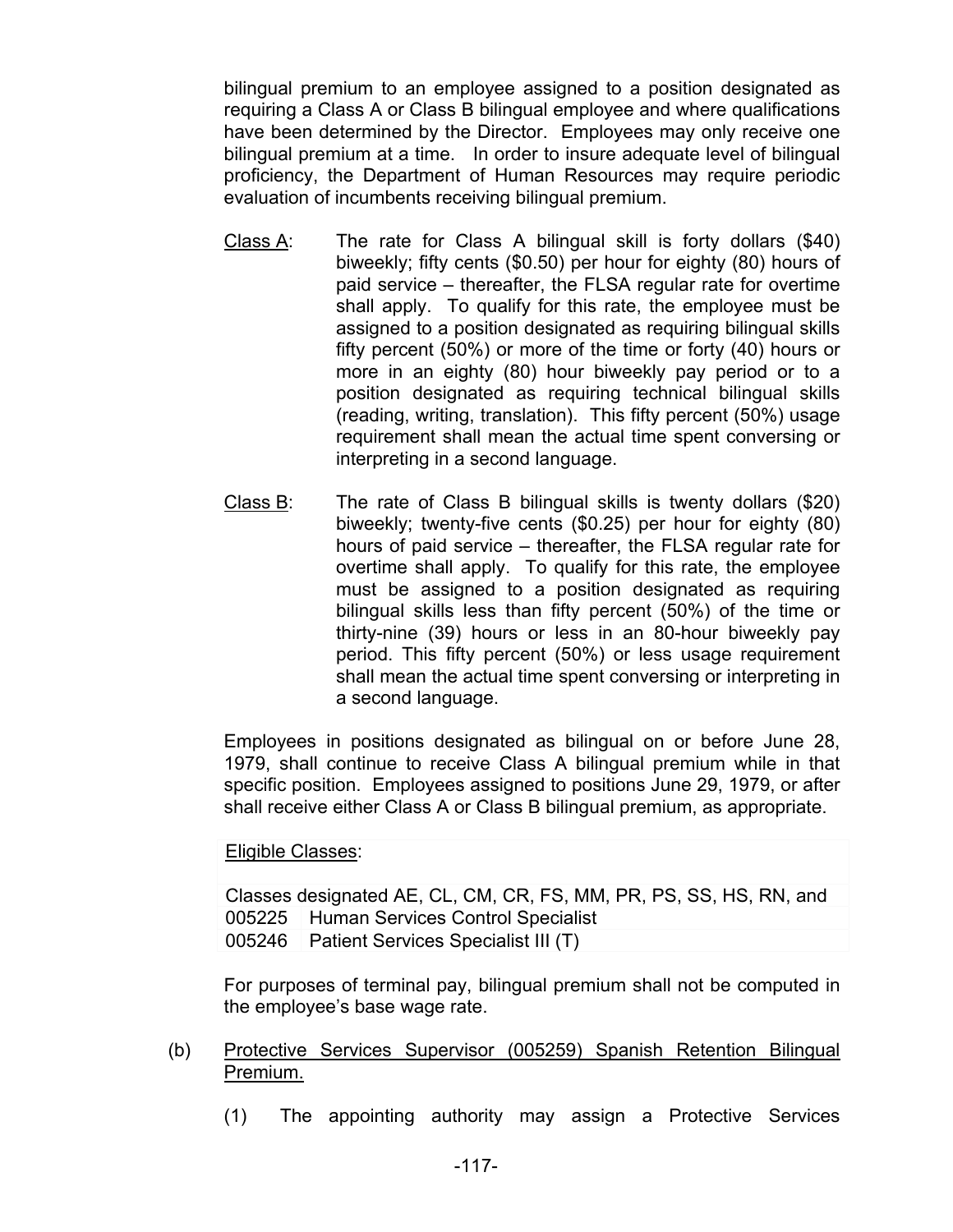bilingual premium to an employee assigned to a position designated as requiring a Class A or Class B bilingual employee and where qualifications have been determined by the Director. Employees may only receive one bilingual premium at a time. In order to insure adequate level of bilingual proficiency, the Department of Human Resources may require periodic evaluation of incumbents receiving bilingual premium.

<u>Class A</u>: The rate for Class A bilingual skill is forty dollars ($40) biweekly; fifty cents ($0.50) per hour for eighty (80) hours of paid service – thereafter, the FLSA regular rate for overtime shall apply. To qualify for this rate, the employee must be assigned to a position designated as requiring bilingual skills fifty percent (50%) or more of the time or forty (40) hours or more in an eighty (80) hour biweekly pay period or to a position designated as requiring technical bilingual skills (reading, writing, translation). This fifty percent (50%) usage requirement shall mean the actual time spent conversing or interpreting in a second language.

<u>Class B</u>: The rate of Class B bilingual skills is twenty dollars ($20) biweekly; twenty-five cents ($0.25) per hour for eighty (80) hours of paid service – thereafter, the FLSA regular rate for overtime shall apply. To qualify for this rate, the employee must be assigned to a position designated as requiring bilingual skills less than fifty percent (50%) of the time or thirty-nine (39) hours or less in an 80-hour biweekly pay period. This fifty percent (50%) or less usage requirement shall mean the actual time spent conversing or interpreting in a second language.

Employees in positions designated as bilingual on or before June 28, 1979, shall continue to receive Class A bilingual premium while in that specific position. Employees assigned to positions June 29, 1979, or after shall receive either Class A or Class B bilingual premium, as appropriate.

<u>Eligible Classes</u>:

Classes designated AE, CL, CM, CR, FS, MM, PR, PS, SS, HS, RN, and

| | |
|---|---|
| 005225 | Human Services Control Specialist |
| 005246 | Patient Services Specialist III (T) |

For purposes of terminal pay, bilingual premium shall not be computed in the employee's base wage rate.

(b) <u>Protective Services Supervisor (005259) Spanish Retention Bilingual Premium.</u>

(1) The appointing authority may assign a Protective Services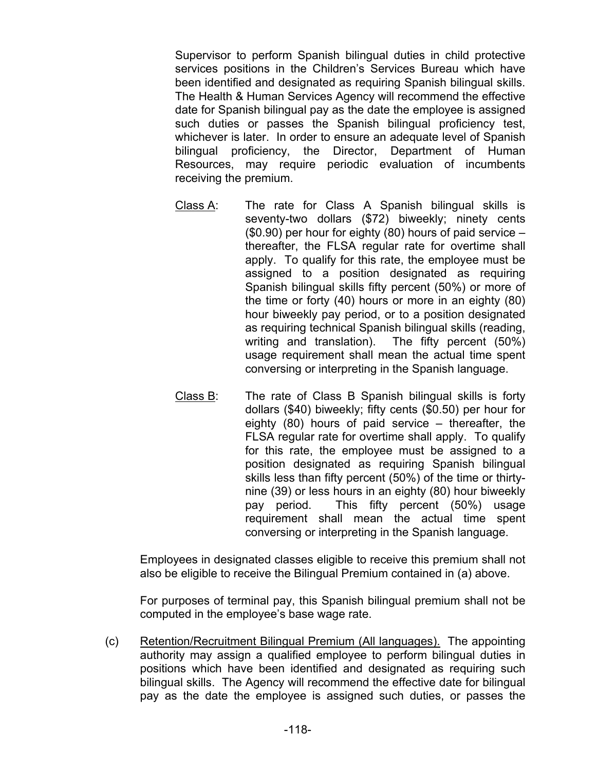Supervisor to perform Spanish bilingual duties in child protective services positions in the Children's Services Bureau which have been identified and designated as requiring Spanish bilingual skills. The Health & Human Services Agency will recommend the effective date for Spanish bilingual pay as the date the employee is assigned such duties or passes the Spanish bilingual proficiency test, whichever is later. In order to ensure an adequate level of Spanish bilingual proficiency, the Director, Department of Human Resources, may require periodic evaluation of incumbents receiving the premium.

<u>Class A</u>: The rate for Class A Spanish bilingual skills is seventy-two dollars ($72) biweekly; ninety cents ($0.90) per hour for eighty (80) hours of paid service – thereafter, the FLSA regular rate for overtime shall apply. To qualify for this rate, the employee must be assigned to a position designated as requiring Spanish bilingual skills fifty percent (50%) or more of the time or forty (40) hours or more in an eighty (80) hour biweekly pay period, or to a position designated as requiring technical Spanish bilingual skills (reading, writing and translation). The fifty percent (50%) usage requirement shall mean the actual time spent conversing or interpreting in the Spanish language.

<u>Class B</u>: The rate of Class B Spanish bilingual skills is forty dollars ($40) biweekly; fifty cents ($0.50) per hour for eighty (80) hours of paid service – thereafter, the FLSA regular rate for overtime shall apply. To qualify for this rate, the employee must be assigned to a position designated as requiring Spanish bilingual skills less than fifty percent (50%) of the time or thirty-nine (39) or less hours in an eighty (80) hour biweekly pay period. This fifty percent (50%) usage requirement shall mean the actual time spent conversing or interpreting in the Spanish language.

Employees in designated classes eligible to receive this premium shall not also be eligible to receive the Bilingual Premium contained in (a) above.

For purposes of terminal pay, this Spanish bilingual premium shall not be computed in the employee's base wage rate.

(c) <u>Retention/Recruitment Bilingual Premium (All languages).</u> The appointing authority may assign a qualified employee to perform bilingual duties in positions which have been identified and designated as requiring such bilingual skills. The Agency will recommend the effective date for bilingual pay as the date the employee is assigned such duties, or passes the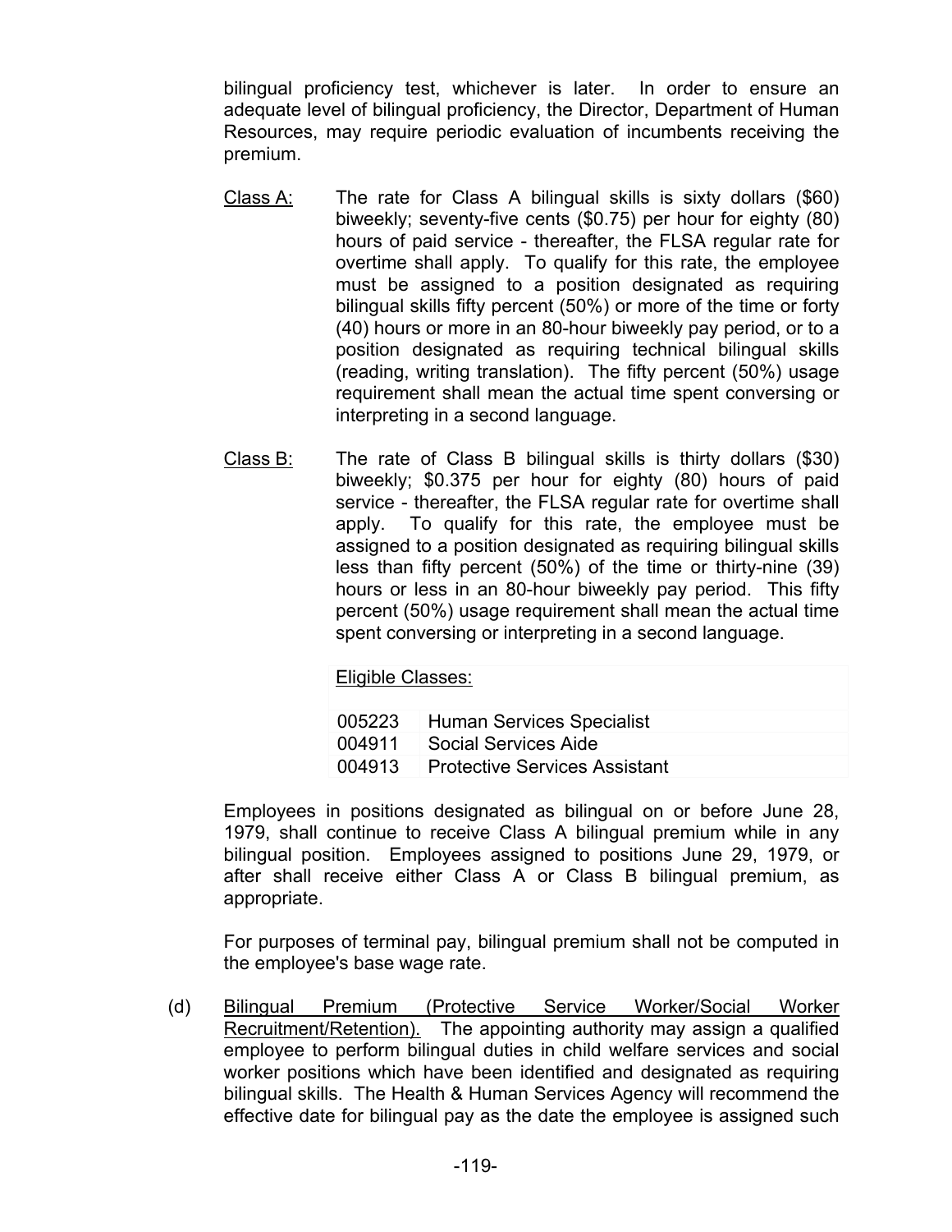bilingual proficiency test, whichever is later. In order to ensure an adequate level of bilingual proficiency, the Director, Department of Human Resources, may require periodic evaluation of incumbents receiving the premium.

<u>Class A:</u> The rate for Class A bilingual skills is sixty dollars ($60) biweekly; seventy-five cents ($0.75) per hour for eighty (80) hours of paid service - thereafter, the FLSA regular rate for overtime shall apply. To qualify for this rate, the employee must be assigned to a position designated as requiring bilingual skills fifty percent (50%) or more of the time or forty (40) hours or more in an 80-hour biweekly pay period, or to a position designated as requiring technical bilingual skills (reading, writing translation). The fifty percent (50%) usage requirement shall mean the actual time spent conversing or interpreting in a second language.

<u>Class B:</u> The rate of Class B bilingual skills is thirty dollars ($30) biweekly; $0.375 per hour for eighty (80) hours of paid service - thereafter, the FLSA regular rate for overtime shall apply. To qualify for this rate, the employee must be assigned to a position designated as requiring bilingual skills less than fifty percent (50%) of the time or thirty-nine (39) hours or less in an 80-hour biweekly pay period. This fifty percent (50%) usage requirement shall mean the actual time spent conversing or interpreting in a second language.

| <u>Eligible Classes:</u> | |
|---|---|
| 005223 | Human Services Specialist |
| 004911 | Social Services Aide |
| 004913 | Protective Services Assistant |

Employees in positions designated as bilingual on or before June 28, 1979, shall continue to receive Class A bilingual premium while in any bilingual position. Employees assigned to positions June 29, 1979, or after shall receive either Class A or Class B bilingual premium, as appropriate.

For purposes of terminal pay, bilingual premium shall not be computed in the employee's base wage rate.

(d) <u>Bilingual Premium (Protective Service Worker/Social Worker Recruitment/Retention).</u> The appointing authority may assign a qualified employee to perform bilingual duties in child welfare services and social worker positions which have been identified and designated as requiring bilingual skills. The Health & Human Services Agency will recommend the effective date for bilingual pay as the date the employee is assigned such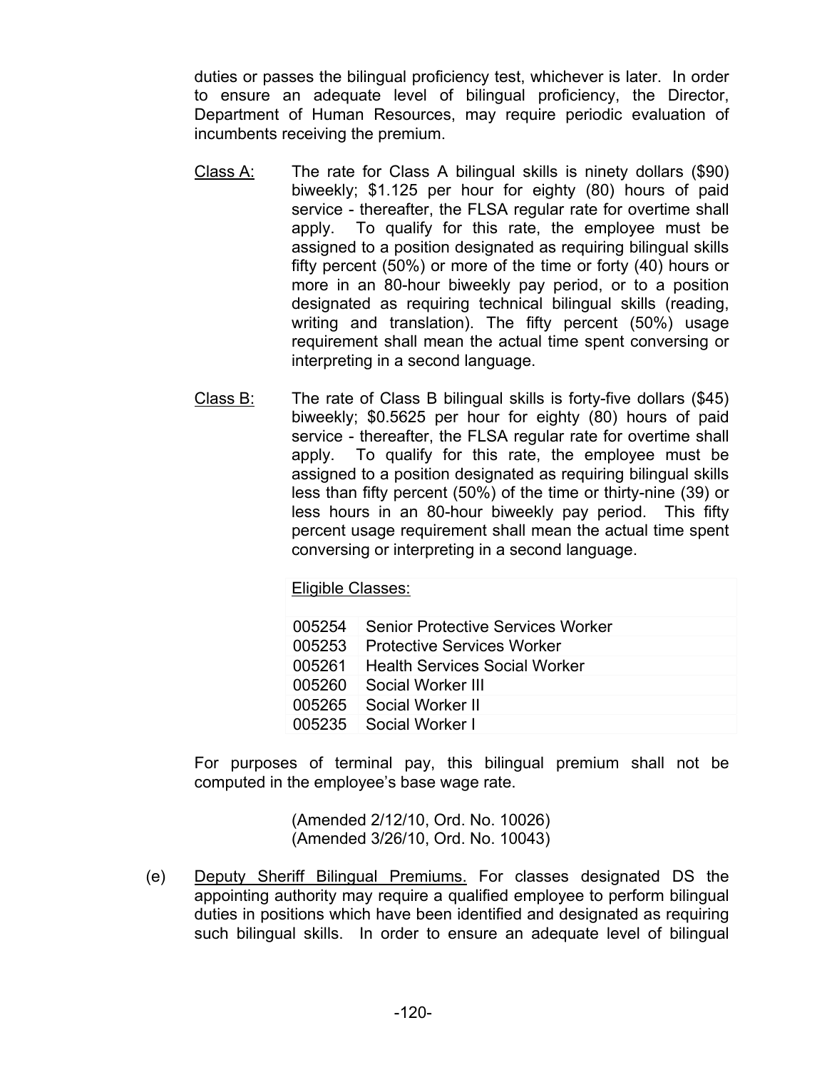duties or passes the bilingual proficiency test, whichever is later. In order to ensure an adequate level of bilingual proficiency, the Director, Department of Human Resources, may require periodic evaluation of incumbents receiving the premium.

Class A: The rate for Class A bilingual skills is ninety dollars ($90) biweekly; $1.125 per hour for eighty (80) hours of paid service - thereafter, the FLSA regular rate for overtime shall apply. To qualify for this rate, the employee must be assigned to a position designated as requiring bilingual skills fifty percent (50%) or more of the time or forty (40) hours or more in an 80-hour biweekly pay period, or to a position designated as requiring technical bilingual skills (reading, writing and translation). The fifty percent (50%) usage requirement shall mean the actual time spent conversing or interpreting in a second language.

Class B: The rate of Class B bilingual skills is forty-five dollars ($45) biweekly; $0.5625 per hour for eighty (80) hours of paid service - thereafter, the FLSA regular rate for overtime shall apply. To qualify for this rate, the employee must be assigned to a position designated as requiring bilingual skills less than fifty percent (50%) of the time or thirty-nine (39) or less hours in an 80-hour biweekly pay period. This fifty percent usage requirement shall mean the actual time spent conversing or interpreting in a second language.

Eligible Classes:

| | |
|---|---|
| 005254 | Senior Protective Services Worker |
| 005253 | Protective Services Worker |
| 005261 | Health Services Social Worker |
| 005260 | Social Worker III |
| 005265 | Social Worker II |
| 005235 | Social Worker I |

For purposes of terminal pay, this bilingual premium shall not be computed in the employee's base wage rate.

(Amended 2/12/10, Ord. No. 10026)
(Amended 3/26/10, Ord. No. 10043)

(e) Deputy Sheriff Bilingual Premiums. For classes designated DS the appointing authority may require a qualified employee to perform bilingual duties in positions which have been identified and designated as requiring such bilingual skills. In order to ensure an adequate level of bilingual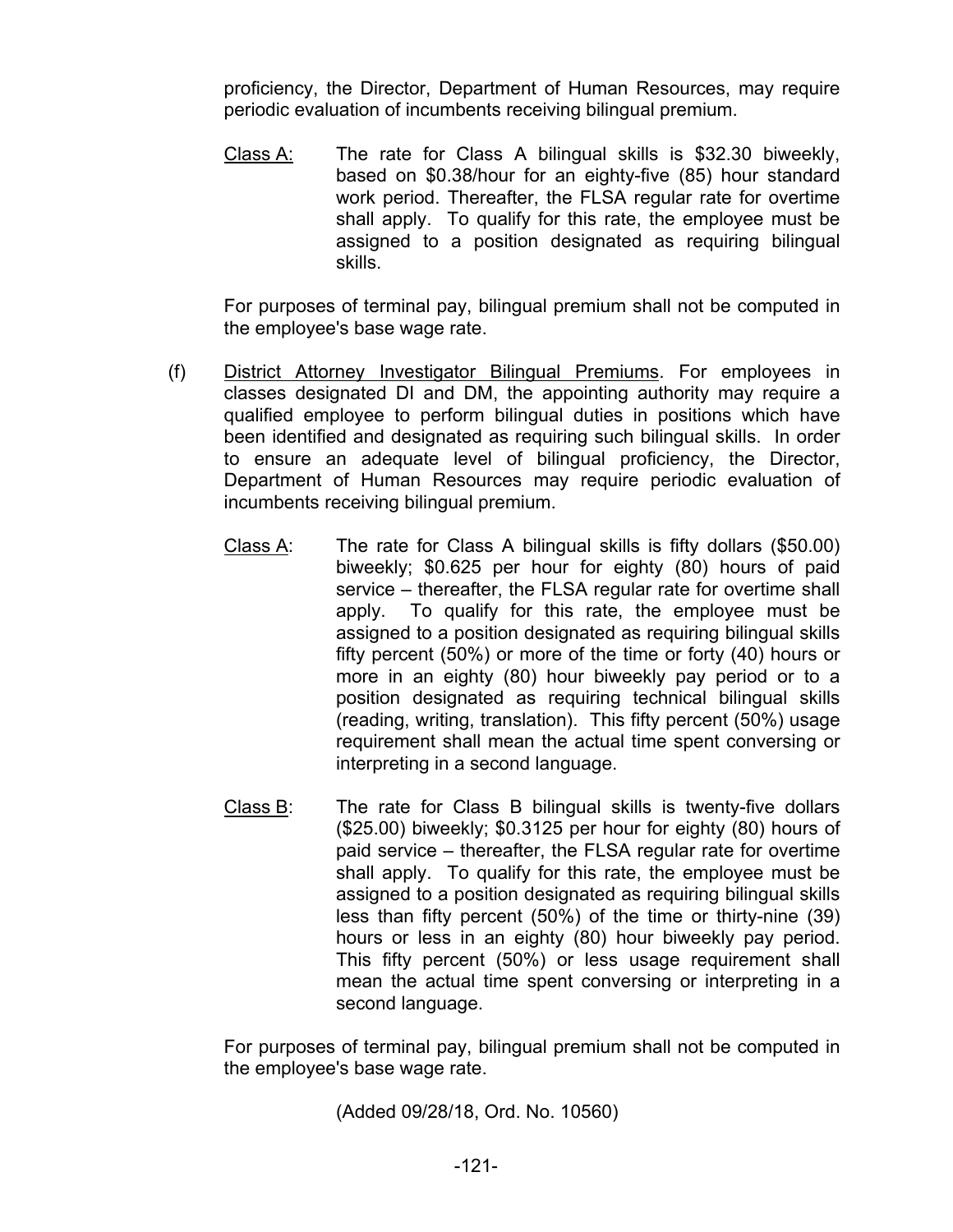proficiency, the Director, Department of Human Resources, may require periodic evaluation of incumbents receiving bilingual premium.

Class A: The rate for Class A bilingual skills is \$32.30 biweekly, based on \$0.38/hour for an eighty-five (85) hour standard work period. Thereafter, the FLSA regular rate for overtime shall apply. To qualify for this rate, the employee must be assigned to a position designated as requiring bilingual skills.

For purposes of terminal pay, bilingual premium shall not be computed in the employee's base wage rate.

(f) District Attorney Investigator Bilingual Premiums. For employees in classes designated DI and DM, the appointing authority may require a qualified employee to perform bilingual duties in positions which have been identified and designated as requiring such bilingual skills. In order to ensure an adequate level of bilingual proficiency, the Director, Department of Human Resources may require periodic evaluation of incumbents receiving bilingual premium.

Class A: The rate for Class A bilingual skills is fifty dollars (\$50.00) biweekly; \$0.625 per hour for eighty (80) hours of paid service – thereafter, the FLSA regular rate for overtime shall apply. To qualify for this rate, the employee must be assigned to a position designated as requiring bilingual skills fifty percent (50%) or more of the time or forty (40) hours or more in an eighty (80) hour biweekly pay period or to a position designated as requiring technical bilingual skills (reading, writing, translation). This fifty percent (50%) usage requirement shall mean the actual time spent conversing or interpreting in a second language.

Class B: The rate for Class B bilingual skills is twenty-five dollars (\$25.00) biweekly; \$0.3125 per hour for eighty (80) hours of paid service – thereafter, the FLSA regular rate for overtime shall apply. To qualify for this rate, the employee must be assigned to a position designated as requiring bilingual skills less than fifty percent (50%) of the time or thirty-nine (39) hours or less in an eighty (80) hour biweekly pay period. This fifty percent (50%) or less usage requirement shall mean the actual time spent conversing or interpreting in a second language.

For purposes of terminal pay, bilingual premium shall not be computed in the employee's base wage rate.

(Added 09/28/18, Ord. No. 10560)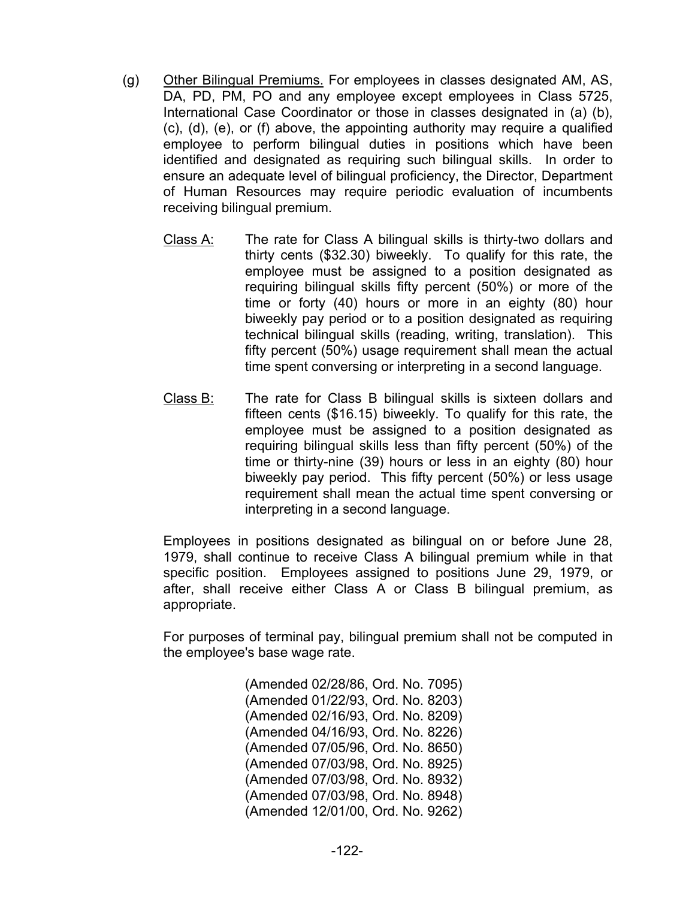(g) Other Bilingual Premiums. For employees in classes designated AM, AS, DA, PD, PM, PO and any employee except employees in Class 5725, International Case Coordinator or those in classes designated in (a) (b), (c), (d), (e), or (f) above, the appointing authority may require a qualified employee to perform bilingual duties in positions which have been identified and designated as requiring such bilingual skills. In order to ensure an adequate level of bilingual proficiency, the Director, Department of Human Resources may require periodic evaluation of incumbents receiving bilingual premium.

Class A: The rate for Class A bilingual skills is thirty-two dollars and thirty cents ($32.30) biweekly. To qualify for this rate, the employee must be assigned to a position designated as requiring bilingual skills fifty percent (50%) or more of the time or forty (40) hours or more in an eighty (80) hour biweekly pay period or to a position designated as requiring technical bilingual skills (reading, writing, translation). This fifty percent (50%) usage requirement shall mean the actual time spent conversing or interpreting in a second language.

Class B: The rate for Class B bilingual skills is sixteen dollars and fifteen cents ($16.15) biweekly. To qualify for this rate, the employee must be assigned to a position designated as requiring bilingual skills less than fifty percent (50%) of the time or thirty-nine (39) hours or less in an eighty (80) hour biweekly pay period. This fifty percent (50%) or less usage requirement shall mean the actual time spent conversing or interpreting in a second language.

Employees in positions designated as bilingual on or before June 28, 1979, shall continue to receive Class A bilingual premium while in that specific position. Employees assigned to positions June 29, 1979, or after, shall receive either Class A or Class B bilingual premium, as appropriate.

For purposes of terminal pay, bilingual premium shall not be computed in the employee's base wage rate.

(Amended 02/28/86, Ord. No. 7095)
(Amended 01/22/93, Ord. No. 8203)
(Amended 02/16/93, Ord. No. 8209)
(Amended 04/16/93, Ord. No. 8226)
(Amended 07/05/96, Ord. No. 8650)
(Amended 07/03/98, Ord. No. 8925)
(Amended 07/03/98, Ord. No. 8932)
(Amended 07/03/98, Ord. No. 8948)
(Amended 12/01/00, Ord. No. 9262)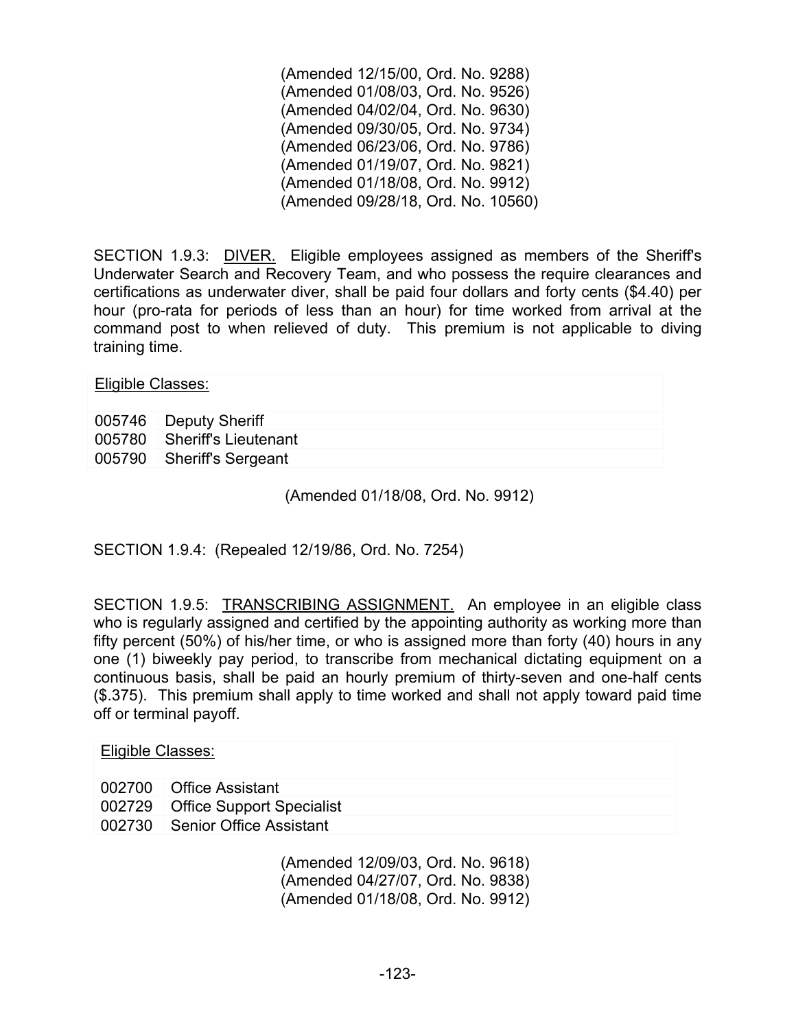(Amended 12/15/00, Ord. No. 9288)
(Amended 01/08/03, Ord. No. 9526)
(Amended 04/02/04, Ord. No. 9630)
(Amended 09/30/05, Ord. No. 9734)
(Amended 06/23/06, Ord. No. 9786)
(Amended 01/19/07, Ord. No. 9821)
(Amended 01/18/08, Ord. No. 9912)
(Amended 09/28/18, Ord. No. 10560)

SECTION 1.9.3: DIVER. Eligible employees assigned as members of the Sheriff's Underwater Search and Recovery Team, and who possess the require clearances and certifications as underwater diver, shall be paid four dollars and forty cents ($4.40) per hour (pro-rata for periods of less than an hour) for time worked from arrival at the command post to when relieved of duty. This premium is not applicable to diving training time.

| Eligible Classes: | |
|---|---|
| 005746 | Deputy Sheriff |
| 005780 | Sheriff's Lieutenant |
| 005790 | Sheriff's Sergeant |

(Amended 01/18/08, Ord. No. 9912)

SECTION 1.9.4: (Repealed 12/19/86, Ord. No. 7254)

SECTION 1.9.5: TRANSCRIBING ASSIGNMENT. An employee in an eligible class who is regularly assigned and certified by the appointing authority as working more than fifty percent (50%) of his/her time, or who is assigned more than forty (40) hours in any one (1) biweekly pay period, to transcribe from mechanical dictating equipment on a continuous basis, shall be paid an hourly premium of thirty-seven and one-half cents ($.375). This premium shall apply to time worked and shall not apply toward paid time off or terminal payoff.

| Eligible Classes: | |
|---|---|
| 002700 | Office Assistant |
| 002729 | Office Support Specialist |
| 002730 | Senior Office Assistant |

(Amended 12/09/03, Ord. No. 9618)
(Amended 04/27/07, Ord. No. 9838)
(Amended 01/18/08, Ord. No. 9912)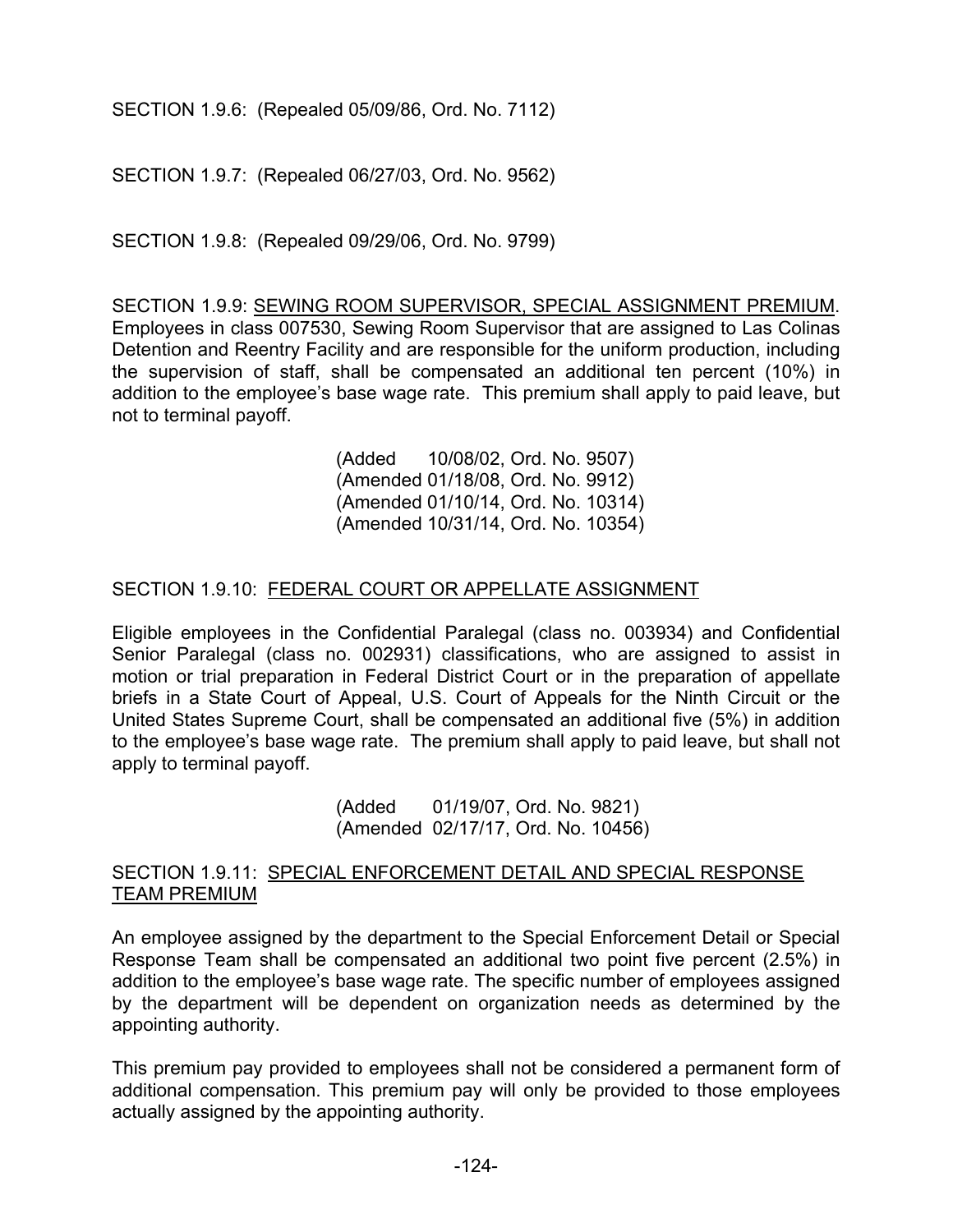SECTION 1.9.6: (Repealed 05/09/86, Ord. No. 7112)

SECTION 1.9.7: (Repealed 06/27/03, Ord. No. 9562)

SECTION 1.9.8: (Repealed 09/29/06, Ord. No. 9799)

SECTION 1.9.9: <u>SEWING ROOM SUPERVISOR, SPECIAL ASSIGNMENT PREMIUM</u>. Employees in class 007530, Sewing Room Supervisor that are assigned to Las Colinas Detention and Reentry Facility and are responsible for the uniform production, including the supervision of staff, shall be compensated an additional ten percent (10%) in addition to the employee's base wage rate. This premium shall apply to paid leave, but not to terminal payoff.

(Added 10/08/02, Ord. No. 9507)
(Amended 01/18/08, Ord. No. 9912)
(Amended 01/10/14, Ord. No. 10314)
(Amended 10/31/14, Ord. No. 10354)

SECTION 1.9.10: <u>FEDERAL COURT OR APPELLATE ASSIGNMENT</u>

Eligible employees in the Confidential Paralegal (class no. 003934) and Confidential Senior Paralegal (class no. 002931) classifications, who are assigned to assist in motion or trial preparation in Federal District Court or in the preparation of appellate briefs in a State Court of Appeal, U.S. Court of Appeals for the Ninth Circuit or the United States Supreme Court, shall be compensated an additional five (5%) in addition to the employee's base wage rate. The premium shall apply to paid leave, but shall not apply to terminal payoff.

(Added 01/19/07, Ord. No. 9821)
(Amended 02/17/17, Ord. No. 10456)

SECTION 1.9.11: <u>SPECIAL ENFORCEMENT DETAIL AND SPECIAL RESPONSE TEAM PREMIUM</u>

An employee assigned by the department to the Special Enforcement Detail or Special Response Team shall be compensated an additional two point five percent (2.5%) in addition to the employee's base wage rate. The specific number of employees assigned by the department will be dependent on organization needs as determined by the appointing authority.

This premium pay provided to employees shall not be considered a permanent form of additional compensation. This premium pay will only be provided to those employees actually assigned by the appointing authority.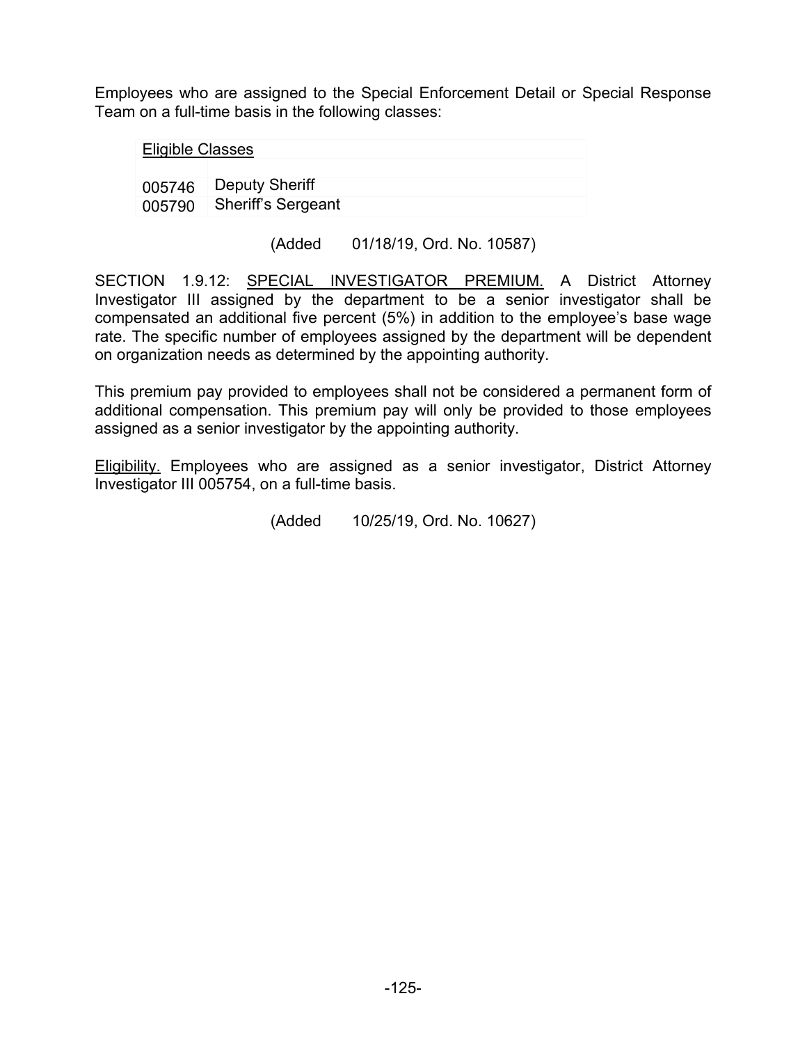Employees who are assigned to the Special Enforcement Detail or Special Response Team on a full-time basis in the following classes:

| Eligible Classes | |
|---|---|
| 005746 | Deputy Sheriff |
| 005790 | Sheriff's Sergeant |

(Added 01/18/19, Ord. No. 10587)

SECTION 1.9.12: SPECIAL INVESTIGATOR PREMIUM. A District Attorney Investigator III assigned by the department to be a senior investigator shall be compensated an additional five percent (5%) in addition to the employee's base wage rate. The specific number of employees assigned by the department will be dependent on organization needs as determined by the appointing authority.

This premium pay provided to employees shall not be considered a permanent form of additional compensation. This premium pay will only be provided to those employees assigned as a senior investigator by the appointing authority.

Eligibility. Employees who are assigned as a senior investigator, District Attorney Investigator III 005754, on a full-time basis.

(Added 10/25/19, Ord. No. 10627)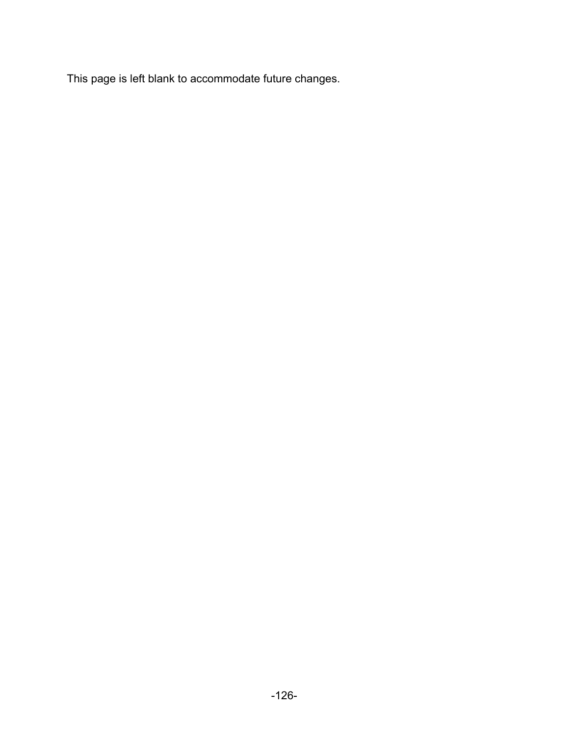This page is left blank to accommodate future changes.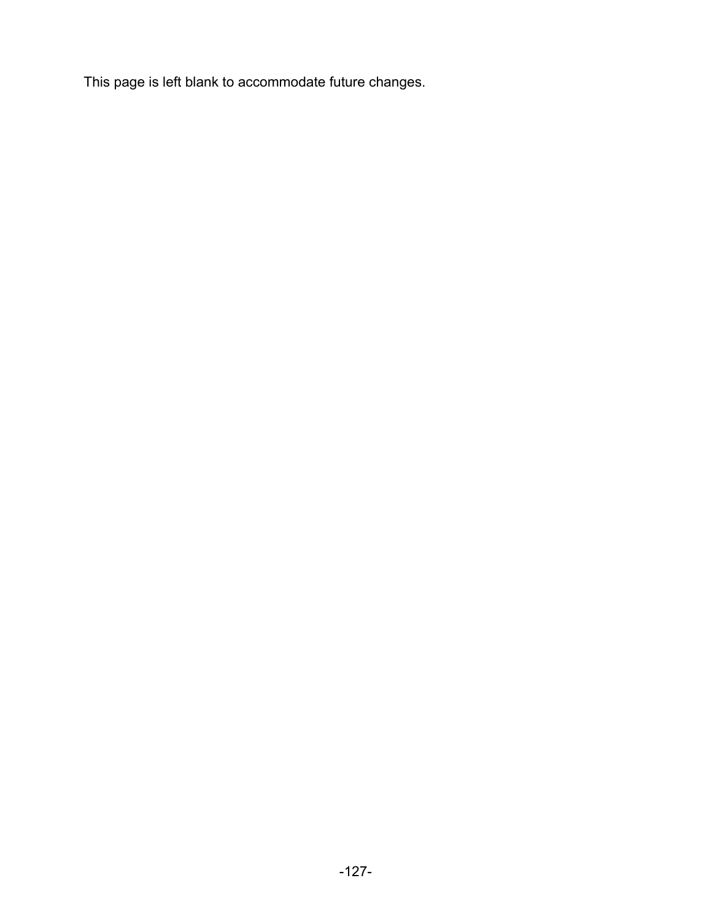This page is left blank to accommodate future changes.